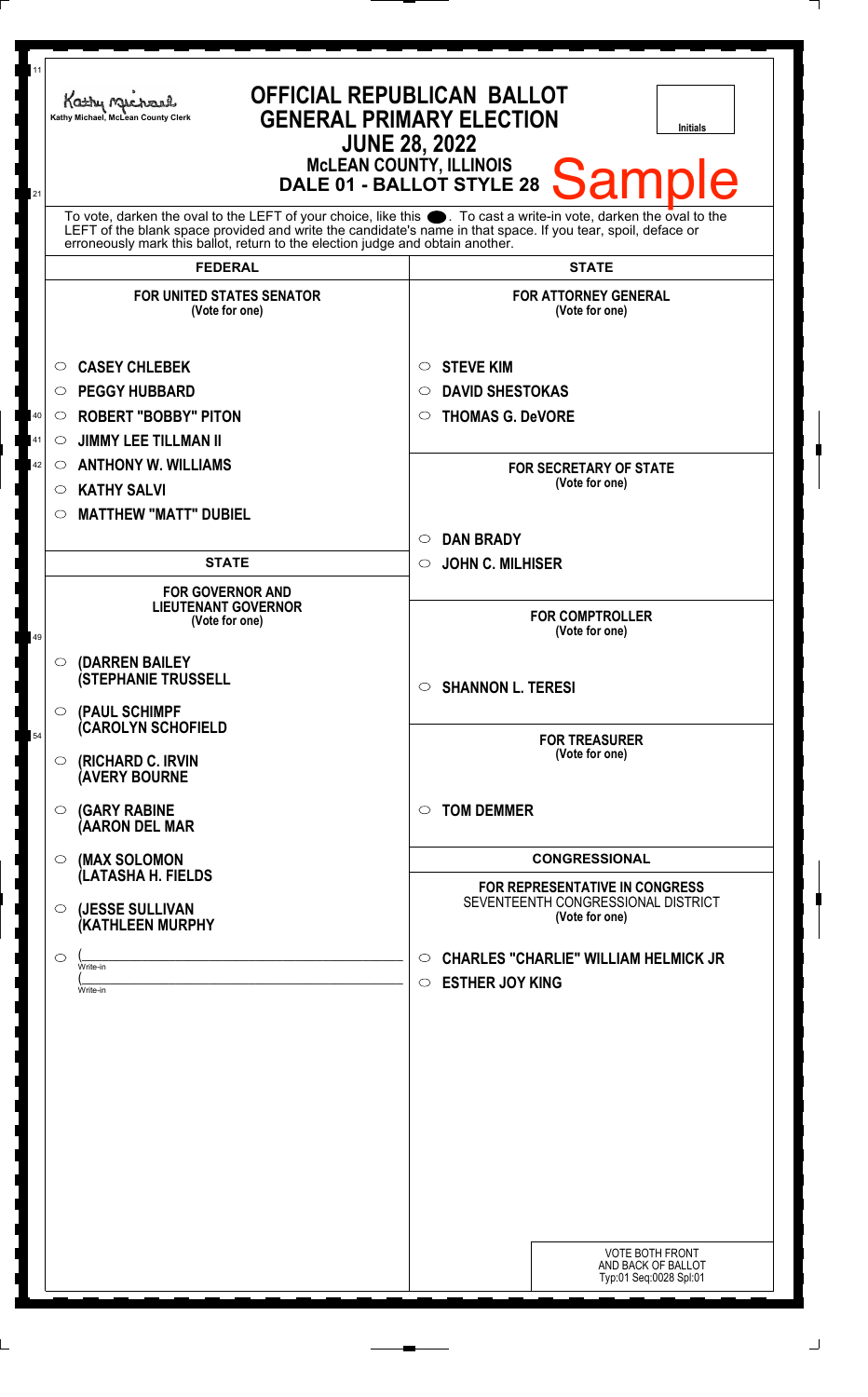Kathy Michael, McLean County Clerk

# OFFICIAL REPUBLICAN BALLOT
## GENERAL PRIMARY ELECTION
## JUNE 28, 2022
### McLEAN COUNTY, ILLINOIS
### DALE 01 - BALLOT STYLE 28

Initials

Sample

To vote, darken the oval to the LEFT of your choice, like this ●. To cast a write-in vote, darken the oval to the LEFT of the blank space provided and write the candidate's name in that space. If you tear, spoil, deface or erroneously mark this ballot, return to the election judge and obtain another.

## FEDERAL

### FOR UNITED STATES SENATOR
(Vote for one)

- ○ CASEY CHLEBEK
- ○ PEGGY HUBBARD
- ○ ROBERT "BOBBY" PITON
- ○ JIMMY LEE TILLMAN II
- ○ ANTHONY W. WILLIAMS
- ○ KATHY SALVI
- ○ MATTHEW "MATT" DUBIEL

## STATE

### FOR GOVERNOR AND LIEUTENANT GOVERNOR
(Vote for one)

- ○ (DARREN BAILEY (STEPHANIE TRUSSELL
- ○ (PAUL SCHIMPF (CAROLYN SCHOFIELD
- ○ (RICHARD C. IRVIN (AVERY BOURNE
- ○ (GARY RABINE (AARON DEL MAR
- ○ (MAX SOLOMON (LATASHA H. FIELDS
- ○ (JESSE SULLIVAN (KATHLEEN MURPHY
- ○ (\_\_\_\_\_\_\_\_\_\_\_\_\_\_\_\_ Write-in (\_\_\_\_\_\_\_\_\_\_\_\_\_\_\_\_ Write-in

## STATE

### FOR ATTORNEY GENERAL
(Vote for one)

- ○ STEVE KIM
- ○ DAVID SHESTOKAS
- ○ THOMAS G. DeVORE

### FOR SECRETARY OF STATE
(Vote for one)

- ○ DAN BRADY
- ○ JOHN C. MILHISER

### FOR COMPTROLLER
(Vote for one)

- ○ SHANNON L. TERESI

### FOR TREASURER
(Vote for one)

- ○ TOM DEMMER

## CONGRESSIONAL

### FOR REPRESENTATIVE IN CONGRESS
SEVENTEENTH CONGRESSIONAL DISTRICT
(Vote for one)

- ○ CHARLES "CHARLIE" WILLIAM HELMICK JR
- ○ ESTHER JOY KING

VOTE BOTH FRONT AND BACK OF BALLOT
Typ:01 Seq:0028 Spl:01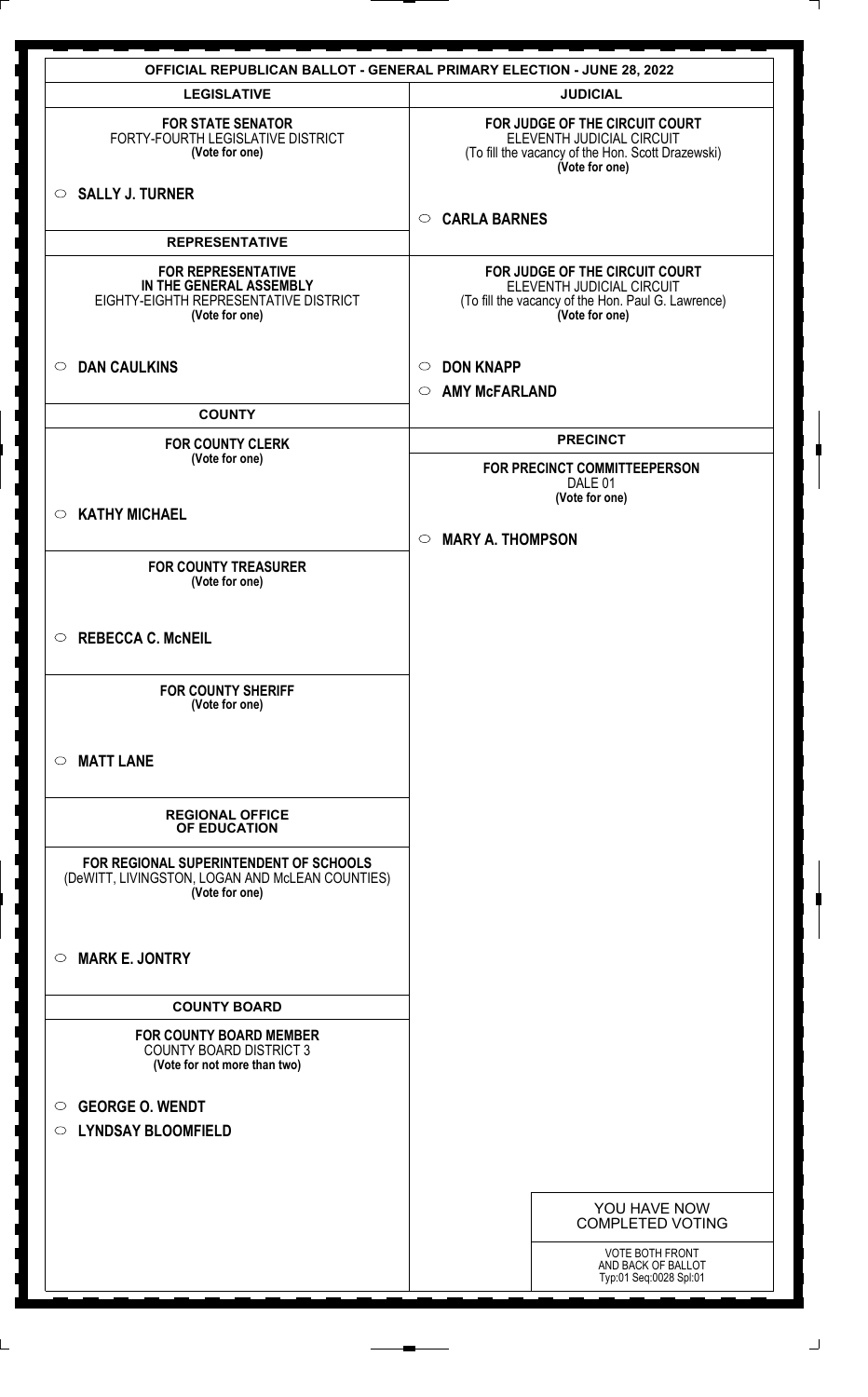# OFFICIAL REPUBLICAN BALLOT - GENERAL PRIMARY ELECTION - JUNE 28, 2022

## LEGISLATIVE

**FOR STATE SENATOR**
FORTY-FOURTH LEGISLATIVE DISTRICT
**(Vote for one)**

○ **SALLY J. TURNER**

## REPRESENTATIVE

**FOR REPRESENTATIVE IN THE GENERAL ASSEMBLY**
EIGHTY-EIGHTH REPRESENTATIVE DISTRICT
**(Vote for one)**

○ **DAN CAULKINS**

## COUNTY

**FOR COUNTY CLERK**
**(Vote for one)**

○ **KATHY MICHAEL**

**FOR COUNTY TREASURER**
**(Vote for one)**

○ **REBECCA C. McNEIL**

**FOR COUNTY SHERIFF**
**(Vote for one)**

○ **MATT LANE**

## REGIONAL OFFICE OF EDUCATION

**FOR REGIONAL SUPERINTENDENT OF SCHOOLS**
(DeWITT, LIVINGSTON, LOGAN AND McLEAN COUNTIES)
**(Vote for one)**

○ **MARK E. JONTRY**

## COUNTY BOARD

**FOR COUNTY BOARD MEMBER**
COUNTY BOARD DISTRICT 3
**(Vote for not more than two)**

○ **GEORGE O. WENDT**
○ **LYNDSAY BLOOMFIELD**

## JUDICIAL

**FOR JUDGE OF THE CIRCUIT COURT**
ELEVENTH JUDICIAL CIRCUIT
(To fill the vacancy of the Hon. Scott Drazewski)
**(Vote for one)**

○ **CARLA BARNES**

**FOR JUDGE OF THE CIRCUIT COURT**
ELEVENTH JUDICIAL CIRCUIT
(To fill the vacancy of the Hon. Paul G. Lawrence)
**(Vote for one)**

○ **DON KNAPP**
○ **AMY McFARLAND**

## PRECINCT

**FOR PRECINCT COMMITTEEPERSON**
DALE 01
**(Vote for one)**

○ **MARY A. THOMPSON**

YOU HAVE NOW COMPLETED VOTING

VOTE BOTH FRONT AND BACK OF BALLOT
Typ:01 Seq:0028 Spl:01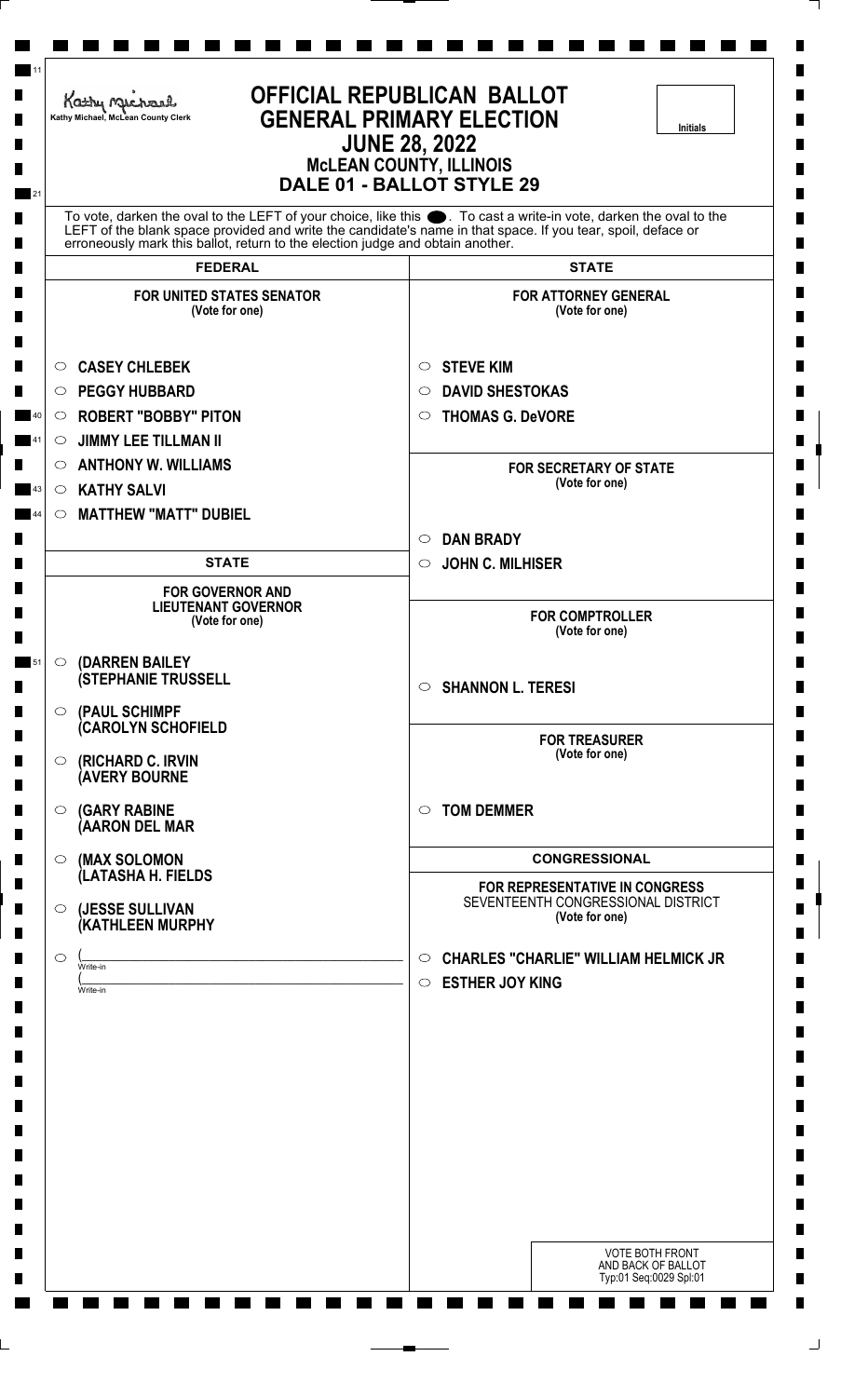Kathy Michael, McLean County Clerk

# OFFICIAL REPUBLICAN BALLOT
## GENERAL PRIMARY ELECTION
## JUNE 28, 2022
### McLEAN COUNTY, ILLINOIS
### DALE 01 - BALLOT STYLE 29

Initials

To vote, darken the oval to the LEFT of your choice, like this ●. To cast a write-in vote, darken the oval to the LEFT of the blank space provided and write the candidate's name in that space. If you tear, spoil, deface or erroneously mark this ballot, return to the election judge and obtain another.

## FEDERAL

**FOR UNITED STATES SENATOR**
(Vote for one)

- ○ CASEY CHLEBEK
- ○ PEGGY HUBBARD
- ○ ROBERT "BOBBY" PITON
- ○ JIMMY LEE TILLMAN II
- ○ ANTHONY W. WILLIAMS
- ○ KATHY SALVI
- ○ MATTHEW "MATT" DUBIEL

## STATE

**FOR GOVERNOR AND LIEUTENANT GOVERNOR**
(Vote for one)

- ○ (DARREN BAILEY
  (STEPHANIE TRUSSELL
- ○ (PAUL SCHIMPF
  (CAROLYN SCHOFIELD
- ○ (RICHARD C. IRVIN
  (AVERY BOURNE
- ○ (GARY RABINE
  (AARON DEL MAR
- ○ (MAX SOLOMON
  (LATASHA H. FIELDS
- ○ (JESSE SULLIVAN
  (KATHLEEN MURPHY
- ○ (\_\_\_\_\_\_\_\_\_\_\_\_\_\_\_\_ Write-in
  (\_\_\_\_\_\_\_\_\_\_\_\_\_\_\_\_ Write-in

## STATE

**FOR ATTORNEY GENERAL**
(Vote for one)

- ○ STEVE KIM
- ○ DAVID SHESTOKAS
- ○ THOMAS G. DeVORE

**FOR SECRETARY OF STATE**
(Vote for one)

- ○ DAN BRADY
- ○ JOHN C. MILHISER

**FOR COMPTROLLER**
(Vote for one)

- ○ SHANNON L. TERESI

**FOR TREASURER**
(Vote for one)

- ○ TOM DEMMER

## CONGRESSIONAL

**FOR REPRESENTATIVE IN CONGRESS**
SEVENTEENTH CONGRESSIONAL DISTRICT
(Vote for one)

- ○ CHARLES "CHARLIE" WILLIAM HELMICK JR
- ○ ESTHER JOY KING

VOTE BOTH FRONT AND BACK OF BALLOT
Typ:01 Seq:0029 Spl:01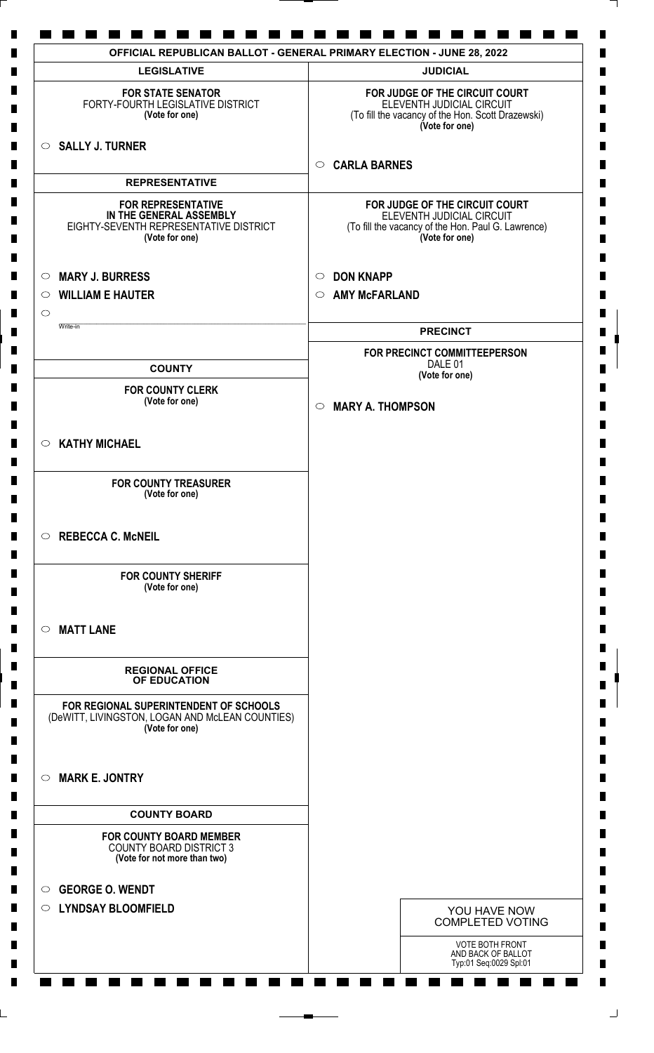# OFFICIAL REPUBLICAN BALLOT - GENERAL PRIMARY ELECTION - JUNE 28, 2022

## LEGISLATIVE

**FOR STATE SENATOR**
FORTY-FOURTH LEGISLATIVE DISTRICT
**(Vote for one)**

○ **SALLY J. TURNER**

## REPRESENTATIVE

**FOR REPRESENTATIVE IN THE GENERAL ASSEMBLY**
EIGHTY-SEVENTH REPRESENTATIVE DISTRICT
**(Vote for one)**

○ **MARY J. BURRESS**
○ **WILLIAM E HAUTER**
○ Write-in

## COUNTY

**FOR COUNTY CLERK**
**(Vote for one)**

○ **KATHY MICHAEL**

**FOR COUNTY TREASURER**
**(Vote for one)**

○ **REBECCA C. McNEIL**

**FOR COUNTY SHERIFF**
**(Vote for one)**

○ **MATT LANE**

## REGIONAL OFFICE OF EDUCATION

**FOR REGIONAL SUPERINTENDENT OF SCHOOLS**
(DeWITT, LIVINGSTON, LOGAN AND McLEAN COUNTIES)
**(Vote for one)**

○ **MARK E. JONTRY**

## COUNTY BOARD

**FOR COUNTY BOARD MEMBER**
COUNTY BOARD DISTRICT 3
**(Vote for not more than two)**

○ **GEORGE O. WENDT**
○ **LYNDSAY BLOOMFIELD**

## JUDICIAL

**FOR JUDGE OF THE CIRCUIT COURT**
ELEVENTH JUDICIAL CIRCUIT
(To fill the vacancy of the Hon. Scott Drazewski)
**(Vote for one)**

○ **CARLA BARNES**

**FOR JUDGE OF THE CIRCUIT COURT**
ELEVENTH JUDICIAL CIRCUIT
(To fill the vacancy of the Hon. Paul G. Lawrence)
**(Vote for one)**

○ **DON KNAPP**
○ **AMY McFARLAND**

## PRECINCT

**FOR PRECINCT COMMITTEEPERSON**
DALE 01
**(Vote for one)**

○ **MARY A. THOMPSON**

YOU HAVE NOW COMPLETED VOTING

VOTE BOTH FRONT AND BACK OF BALLOT
Typ:01 Seq:0029 Spl:01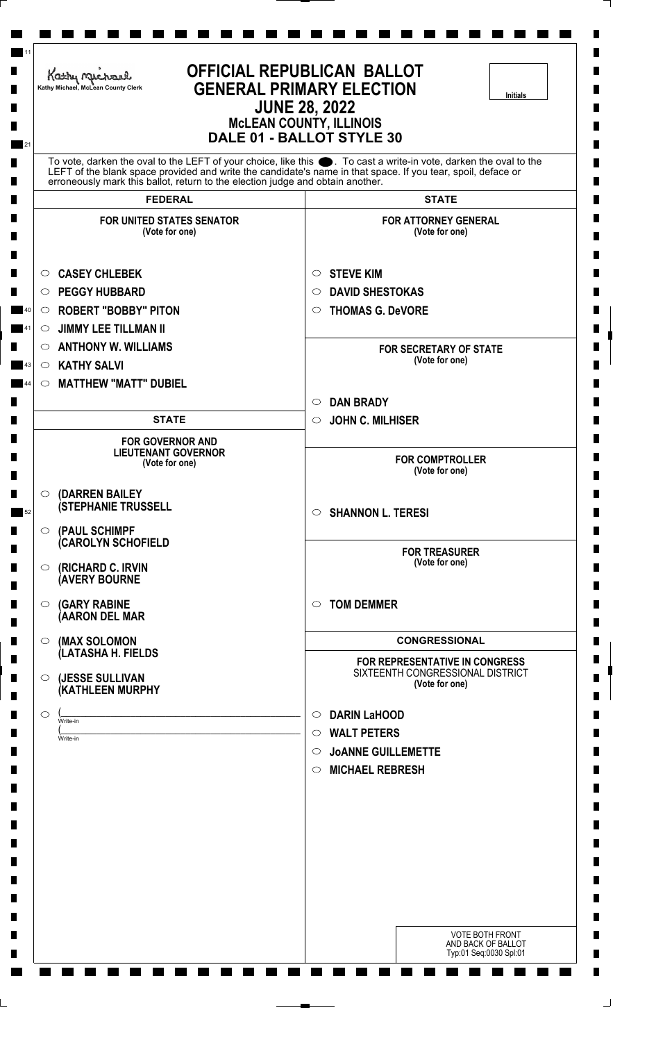Kathy Michael, McLean County Clerk

# OFFICIAL REPUBLICAN BALLOT
# GENERAL PRIMARY ELECTION
## JUNE 28, 2022
## McLEAN COUNTY, ILLINOIS
## DALE 01 - BALLOT STYLE 30

Initials

To vote, darken the oval to the LEFT of your choice, like this ⬤. To cast a write-in vote, darken the oval to the LEFT of the blank space provided and write the candidate's name in that space. If you tear, spoil, deface or erroneously mark this ballot, return to the election judge and obtain another.

## FEDERAL

### FOR UNITED STATES SENATOR
(Vote for one)

- ○ CASEY CHLEBEK
- ○ PEGGY HUBBARD
- ○ ROBERT "BOBBY" PITON
- ○ JIMMY LEE TILLMAN II
- ○ ANTHONY W. WILLIAMS
- ○ KATHY SALVI
- ○ MATTHEW "MATT" DUBIEL

## STATE

### FOR GOVERNOR AND LIEUTENANT GOVERNOR
(Vote for one)

- ○ (DARREN BAILEY (STEPHANIE TRUSSELL
- ○ (PAUL SCHIMPF (CAROLYN SCHOFIELD
- ○ (RICHARD C. IRVIN (AVERY BOURNE
- ○ (GARY RABINE (AARON DEL MAR
- ○ (MAX SOLOMON (LATASHA H. FIELDS
- ○ (JESSE SULLIVAN (KATHLEEN MURPHY
- ○ (\_\_\_\_\_\_\_\_\_\_ Write-in (\_\_\_\_\_\_\_\_\_\_ Write-in

## STATE

### FOR ATTORNEY GENERAL
(Vote for one)

- ○ STEVE KIM
- ○ DAVID SHESTOKAS
- ○ THOMAS G. DeVORE

### FOR SECRETARY OF STATE
(Vote for one)

- ○ DAN BRADY
- ○ JOHN C. MILHISER

### FOR COMPTROLLER
(Vote for one)

- ○ SHANNON L. TERESI

### FOR TREASURER
(Vote for one)

- ○ TOM DEMMER

## CONGRESSIONAL

### FOR REPRESENTATIVE IN CONGRESS
SIXTEENTH CONGRESSIONAL DISTRICT
(Vote for one)

- ○ DARIN LaHOOD
- ○ WALT PETERS
- ○ JoANNE GUILLEMETTE
- ○ MICHAEL REBRESH

VOTE BOTH FRONT AND BACK OF BALLOT
Typ:01 Seq:0030 Spl:01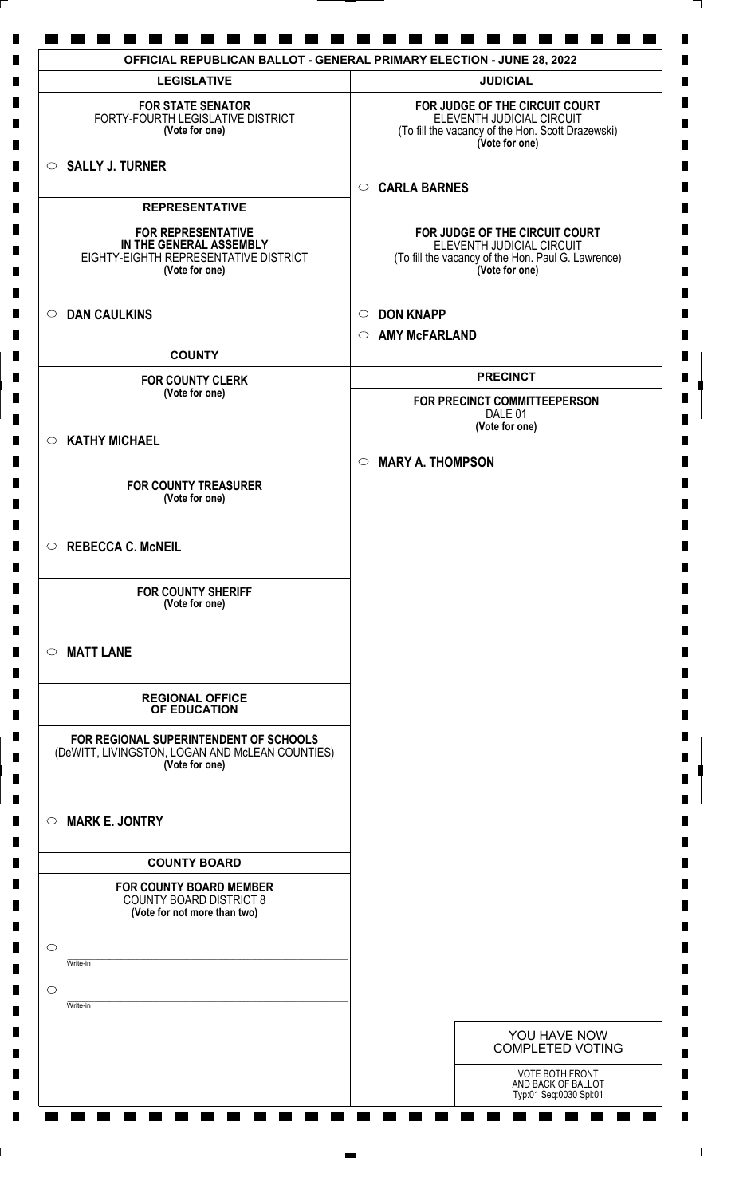# OFFICIAL REPUBLICAN BALLOT - GENERAL PRIMARY ELECTION - JUNE 28, 2022

## LEGISLATIVE

**FOR STATE SENATOR**
FORTY-FOURTH LEGISLATIVE DISTRICT
**(Vote for one)**

○ **SALLY J. TURNER**

## REPRESENTATIVE

**FOR REPRESENTATIVE IN THE GENERAL ASSEMBLY**
EIGHTY-EIGHTH REPRESENTATIVE DISTRICT
**(Vote for one)**

○ **DAN CAULKINS**

## COUNTY

**FOR COUNTY CLERK**
**(Vote for one)**

○ **KATHY MICHAEL**

**FOR COUNTY TREASURER**
**(Vote for one)**

○ **REBECCA C. McNEIL**

**FOR COUNTY SHERIFF**
**(Vote for one)**

○ **MATT LANE**

## REGIONAL OFFICE OF EDUCATION

**FOR REGIONAL SUPERINTENDENT OF SCHOOLS**
(DeWITT, LIVINGSTON, LOGAN AND McLEAN COUNTIES)
**(Vote for one)**

○ **MARK E. JONTRY**

## COUNTY BOARD

**FOR COUNTY BOARD MEMBER**
COUNTY BOARD DISTRICT 8
**(Vote for not more than two)**

○ ____________________
Write-in

○ ____________________
Write-in

## JUDICIAL

**FOR JUDGE OF THE CIRCUIT COURT**
ELEVENTH JUDICIAL CIRCUIT
(To fill the vacancy of the Hon. Scott Drazewski)
**(Vote for one)**

○ **CARLA BARNES**

**FOR JUDGE OF THE CIRCUIT COURT**
ELEVENTH JUDICIAL CIRCUIT
(To fill the vacancy of the Hon. Paul G. Lawrence)
**(Vote for one)**

○ **DON KNAPP**

○ **AMY McFARLAND**

## PRECINCT

**FOR PRECINCT COMMITTEEPERSON**
DALE 01
**(Vote for one)**

○ **MARY A. THOMPSON**

YOU HAVE NOW COMPLETED VOTING

VOTE BOTH FRONT AND BACK OF BALLOT
Typ:01 Seq:0030 Spl:01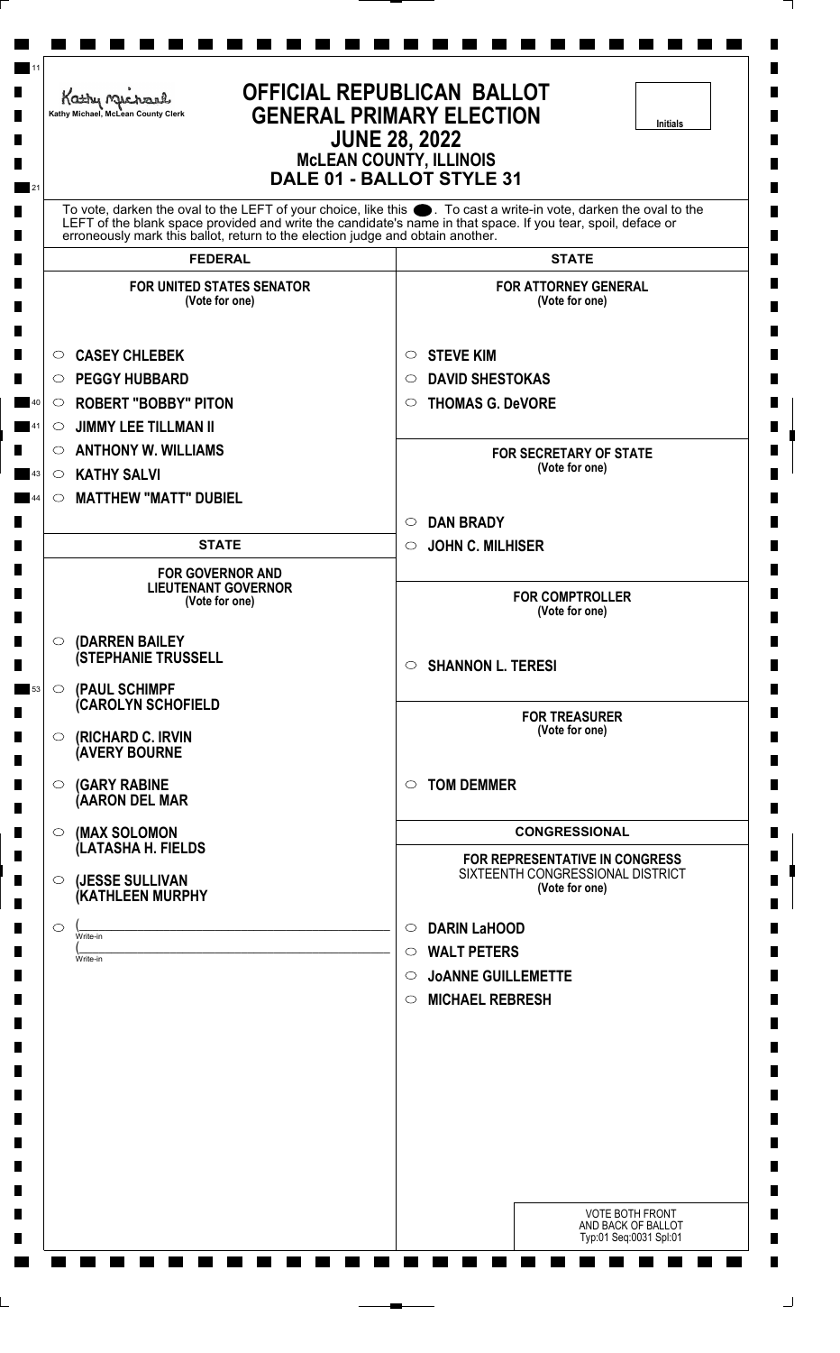Kathy Michael, McLean County Clerk

# OFFICIAL REPUBLICAN BALLOT
## GENERAL PRIMARY ELECTION
## JUNE 28, 2022
### McLEAN COUNTY, ILLINOIS
### DALE 01 - BALLOT STYLE 31

Initials

To vote, darken the oval to the LEFT of your choice, like this ●. To cast a write-in vote, darken the oval to the LEFT of the blank space provided and write the candidate's name in that space. If you tear, spoil, deface or erroneously mark this ballot, return to the election judge and obtain another.

## FEDERAL

**FOR UNITED STATES SENATOR**
(Vote for one)

- ○ CASEY CHLEBEK
- ○ PEGGY HUBBARD
- ○ ROBERT "BOBBY" PITON
- ○ JIMMY LEE TILLMAN II
- ○ ANTHONY W. WILLIAMS
- ○ KATHY SALVI
- ○ MATTHEW "MATT" DUBIEL

## STATE

**FOR GOVERNOR AND LIEUTENANT GOVERNOR**
(Vote for one)

- ○ (DARREN BAILEY (STEPHANIE TRUSSELL
- ○ (PAUL SCHIMPF (CAROLYN SCHOFIELD
- ○ (RICHARD C. IRVIN (AVERY BOURNE
- ○ (GARY RABINE (AARON DEL MAR
- ○ (MAX SOLOMON (LATASHA H. FIELDS
- ○ (JESSE SULLIVAN (KATHLEEN MURPHY
- ○ (\_\_\_\_\_\_\_\_\_\_ Write-in (\_\_\_\_\_\_\_\_\_\_ Write-in

## STATE

**FOR ATTORNEY GENERAL**
(Vote for one)

- ○ STEVE KIM
- ○ DAVID SHESTOKAS
- ○ THOMAS G. DeVORE

**FOR SECRETARY OF STATE**
(Vote for one)

- ○ DAN BRADY
- ○ JOHN C. MILHISER

**FOR COMPTROLLER**
(Vote for one)

- ○ SHANNON L. TERESI

**FOR TREASURER**
(Vote for one)

- ○ TOM DEMMER

## CONGRESSIONAL

**FOR REPRESENTATIVE IN CONGRESS**
SIXTEENTH CONGRESSIONAL DISTRICT
(Vote for one)

- ○ DARIN LaHOOD
- ○ WALT PETERS
- ○ JoANNE GUILLEMETTE
- ○ MICHAEL REBRESH

VOTE BOTH FRONT AND BACK OF BALLOT
Typ:01 Seq:0031 Spl:01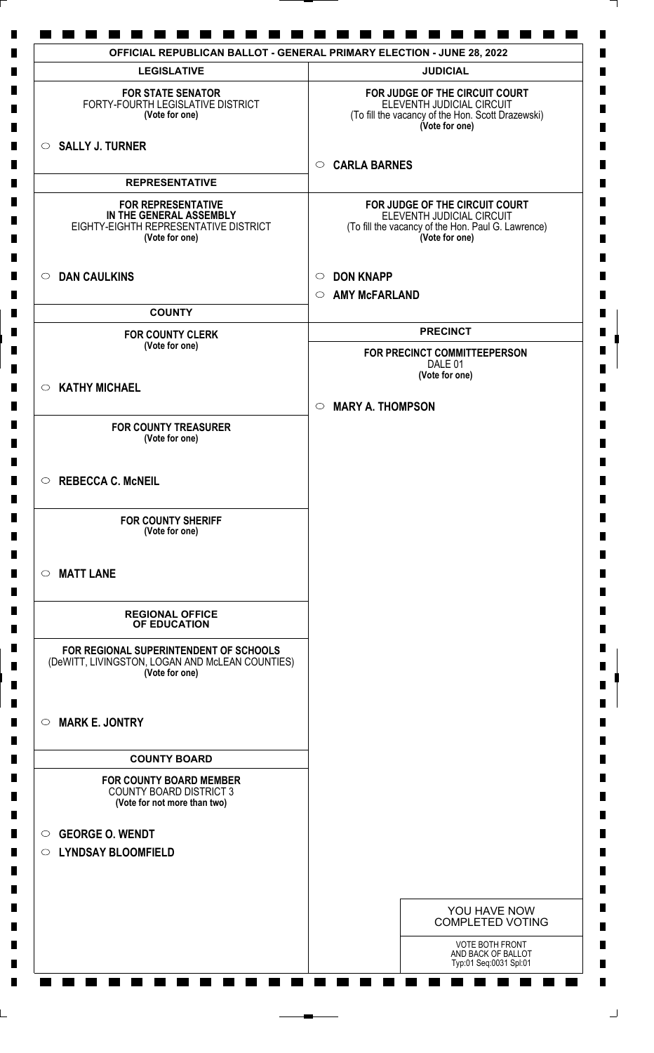# OFFICIAL REPUBLICAN BALLOT - GENERAL PRIMARY ELECTION - JUNE 28, 2022

## LEGISLATIVE

**FOR STATE SENATOR**
FORTY-FOURTH LEGISLATIVE DISTRICT
**(Vote for one)**

○ **SALLY J. TURNER**

## REPRESENTATIVE

**FOR REPRESENTATIVE IN THE GENERAL ASSEMBLY**
EIGHTY-EIGHTH REPRESENTATIVE DISTRICT
**(Vote for one)**

○ **DAN CAULKINS**

## COUNTY

**FOR COUNTY CLERK**
**(Vote for one)**

○ **KATHY MICHAEL**

**FOR COUNTY TREASURER**
**(Vote for one)**

○ **REBECCA C. McNEIL**

**FOR COUNTY SHERIFF**
**(Vote for one)**

○ **MATT LANE**

## REGIONAL OFFICE OF EDUCATION

**FOR REGIONAL SUPERINTENDENT OF SCHOOLS**
(DeWITT, LIVINGSTON, LOGAN AND McLEAN COUNTIES)
**(Vote for one)**

○ **MARK E. JONTRY**

## COUNTY BOARD

**FOR COUNTY BOARD MEMBER**
COUNTY BOARD DISTRICT 3
**(Vote for not more than two)**

○ **GEORGE O. WENDT**

○ **LYNDSAY BLOOMFIELD**

## JUDICIAL

**FOR JUDGE OF THE CIRCUIT COURT**
ELEVENTH JUDICIAL CIRCUIT
(To fill the vacancy of the Hon. Scott Drazewski)
**(Vote for one)**

○ **CARLA BARNES**

**FOR JUDGE OF THE CIRCUIT COURT**
ELEVENTH JUDICIAL CIRCUIT
(To fill the vacancy of the Hon. Paul G. Lawrence)
**(Vote for one)**

○ **DON KNAPP**

○ **AMY McFARLAND**

## PRECINCT

**FOR PRECINCT COMMITTEEPERSON**
DALE 01
**(Vote for one)**

○ **MARY A. THOMPSON**

YOU HAVE NOW COMPLETED VOTING

VOTE BOTH FRONT AND BACK OF BALLOT
Typ:01 Seq:0031 Spl:01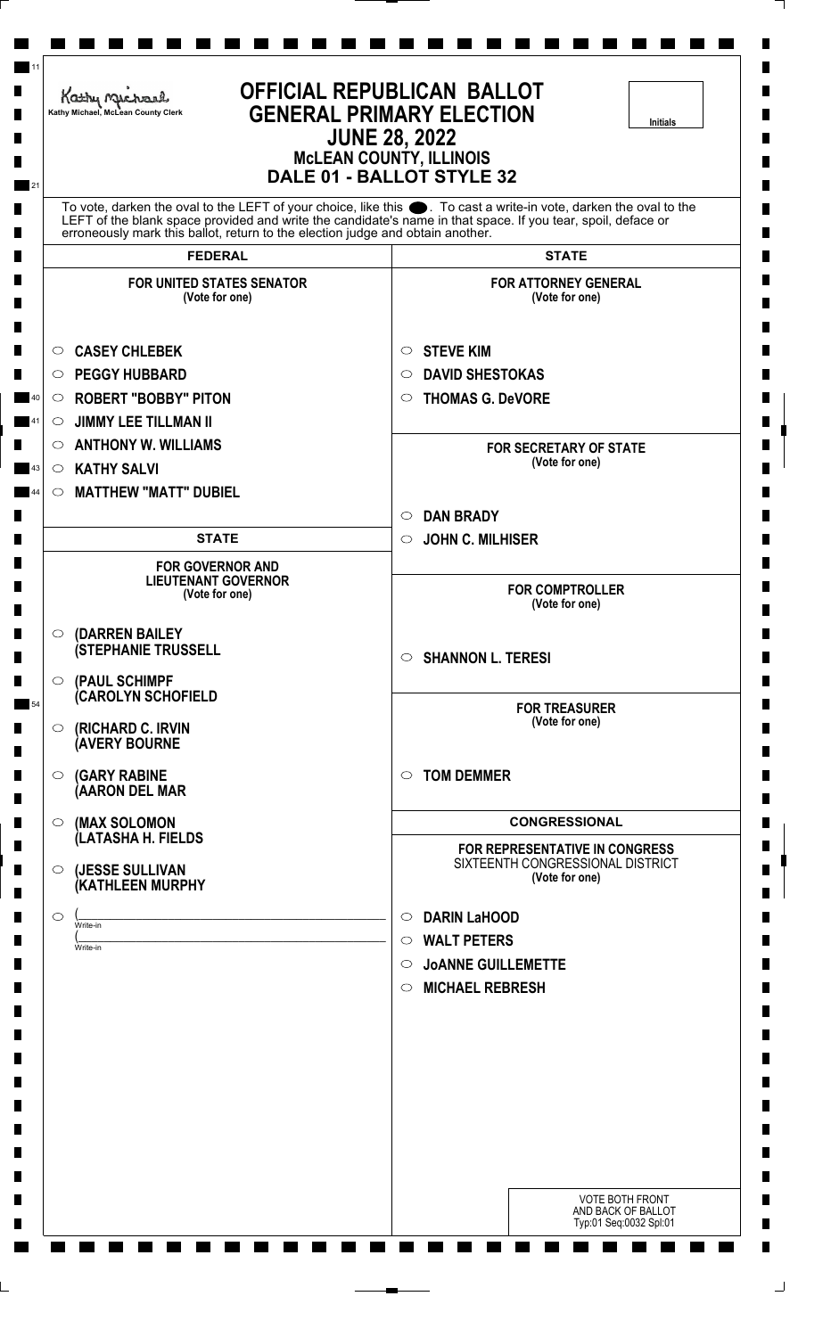Kathy Michael, McLean County Clerk

# OFFICIAL REPUBLICAN BALLOT
## GENERAL PRIMARY ELECTION
### JUNE 28, 2022
### McLEAN COUNTY, ILLINOIS
### DALE 01 - BALLOT STYLE 32

Initials

To vote, darken the oval to the LEFT of your choice, like this ●. To cast a write-in vote, darken the oval to the LEFT of the blank space provided and write the candidate's name in that space. If you tear, spoil, deface or erroneously mark this ballot, return to the election judge and obtain another.

## FEDERAL

**FOR UNITED STATES SENATOR**
(Vote for one)

- ○ CASEY CHLEBEK
- ○ PEGGY HUBBARD
- ○ ROBERT "BOBBY" PITON
- ○ JIMMY LEE TILLMAN II
- ○ ANTHONY W. WILLIAMS
- ○ KATHY SALVI
- ○ MATTHEW "MATT" DUBIEL

## STATE

**FOR GOVERNOR AND LIEUTENANT GOVERNOR**
(Vote for one)

- ○ (DARREN BAILEY (STEPHANIE TRUSSELL
- ○ (PAUL SCHIMPF (CAROLYN SCHOFIELD
- ○ (RICHARD C. IRVIN (AVERY BOURNE
- ○ (GARY RABINE (AARON DEL MAR
- ○ (MAX SOLOMON (LATASHA H. FIELDS
- ○ (JESSE SULLIVAN (KATHLEEN MURPHY
- ○ (\_\_\_\_\_\_\_\_\_\_ Write-in (\_\_\_\_\_\_\_\_\_\_ Write-in

## STATE

**FOR ATTORNEY GENERAL**
(Vote for one)

- ○ STEVE KIM
- ○ DAVID SHESTOKAS
- ○ THOMAS G. DeVORE

**FOR SECRETARY OF STATE**
(Vote for one)

- ○ DAN BRADY
- ○ JOHN C. MILHISER

**FOR COMPTROLLER**
(Vote for one)

- ○ SHANNON L. TERESI

**FOR TREASURER**
(Vote for one)

- ○ TOM DEMMER

## CONGRESSIONAL

**FOR REPRESENTATIVE IN CONGRESS**
SIXTEENTH CONGRESSIONAL DISTRICT
(Vote for one)

- ○ DARIN LaHOOD
- ○ WALT PETERS
- ○ JoANNE GUILLEMETTE
- ○ MICHAEL REBRESH

VOTE BOTH FRONT AND BACK OF BALLOT
Typ:01 Seq:0032 Spl:01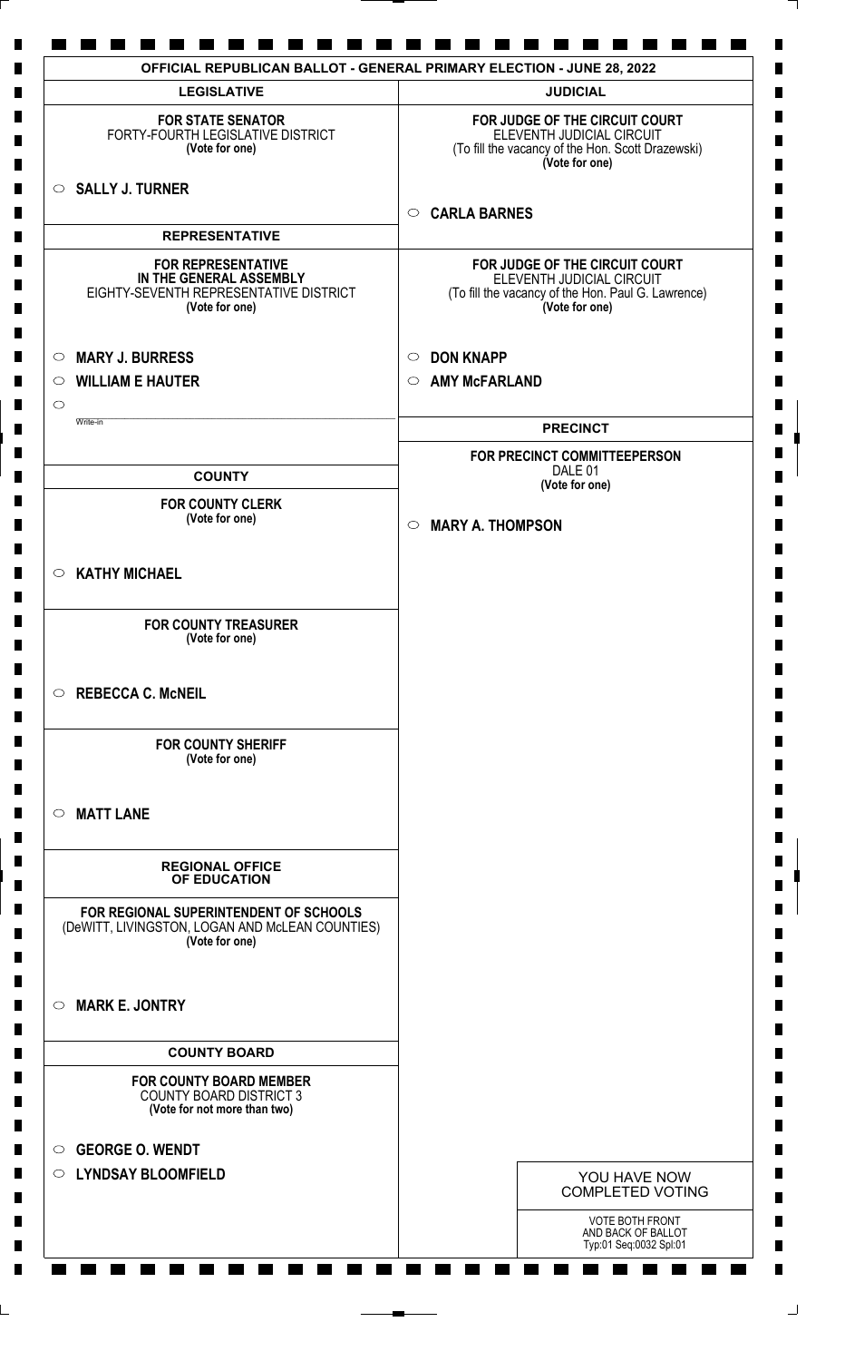# OFFICIAL REPUBLICAN BALLOT - GENERAL PRIMARY ELECTION - JUNE 28, 2022

## LEGISLATIVE

**FOR STATE SENATOR**
FORTY-FOURTH LEGISLATIVE DISTRICT
**(Vote for one)**

○ **SALLY J. TURNER**

## REPRESENTATIVE

**FOR REPRESENTATIVE IN THE GENERAL ASSEMBLY**
EIGHTY-SEVENTH REPRESENTATIVE DISTRICT
**(Vote for one)**

○ **MARY J. BURRESS**
○ **WILLIAM E HAUTER**
○ Write-in

## COUNTY

**FOR COUNTY CLERK**
**(Vote for one)**

○ **KATHY MICHAEL**

**FOR COUNTY TREASURER**
**(Vote for one)**

○ **REBECCA C. McNEIL**

**FOR COUNTY SHERIFF**
**(Vote for one)**

○ **MATT LANE**

## REGIONAL OFFICE OF EDUCATION

**FOR REGIONAL SUPERINTENDENT OF SCHOOLS**
(DeWITT, LIVINGSTON, LOGAN AND McLEAN COUNTIES)
**(Vote for one)**

○ **MARK E. JONTRY**

## COUNTY BOARD

**FOR COUNTY BOARD MEMBER**
COUNTY BOARD DISTRICT 3
**(Vote for not more than two)**

○ **GEORGE O. WENDT**
○ **LYNDSAY BLOOMFIELD**

## JUDICIAL

**FOR JUDGE OF THE CIRCUIT COURT**
ELEVENTH JUDICIAL CIRCUIT
(To fill the vacancy of the Hon. Scott Drazewski)
**(Vote for one)**

○ **CARLA BARNES**

**FOR JUDGE OF THE CIRCUIT COURT**
ELEVENTH JUDICIAL CIRCUIT
(To fill the vacancy of the Hon. Paul G. Lawrence)
**(Vote for one)**

○ **DON KNAPP**
○ **AMY McFARLAND**

## PRECINCT

**FOR PRECINCT COMMITTEEPERSON**
DALE 01
**(Vote for one)**

○ **MARY A. THOMPSON**

YOU HAVE NOW COMPLETED VOTING

VOTE BOTH FRONT AND BACK OF BALLOT
Typ:01 Seq:0032 Spl:01